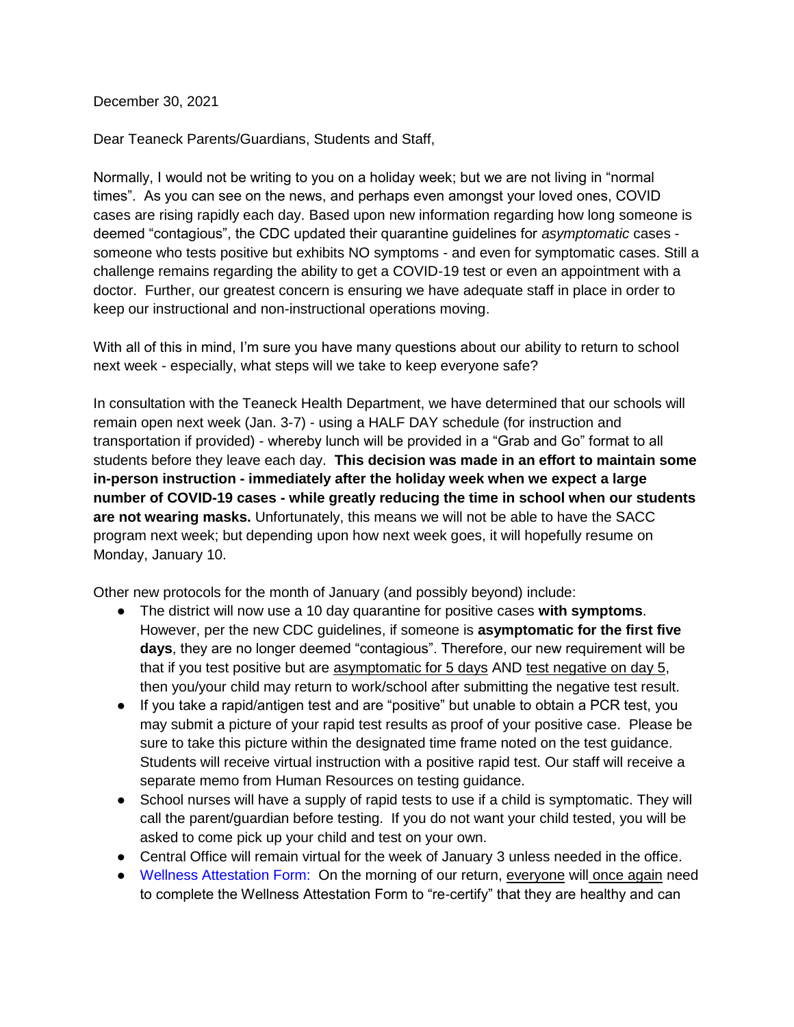December 30, 2021

Dear Teaneck Parents/Guardians, Students and Staff,

Normally, I would not be writing to you on a holiday week; but we are not living in "normal times". As you can see on the news, and perhaps even amongst your loved ones, COVID cases are rising rapidly each day. Based upon new information regarding how long someone is deemed "contagious", the CDC updated their quarantine guidelines for *asymptomatic* cases - someone who tests positive but exhibits NO symptoms - and even for symptomatic cases. Still a challenge remains regarding the ability to get a COVID-19 test or even an appointment with a doctor. Further, our greatest concern is ensuring we have adequate staff in place in order to keep our instructional and non-instructional operations moving.

With all of this in mind, I'm sure you have many questions about our ability to return to school next week - especially, what steps will we take to keep everyone safe?

In consultation with the Teaneck Health Department, we have determined that our schools will remain open next week (Jan. 3-7) - using a HALF DAY schedule (for instruction and transportation if provided) - whereby lunch will be provided in a "Grab and Go" format to all students before they leave each day. **This decision was made in an effort to maintain some in-person instruction - immediately after the holiday week when we expect a large number of COVID-19 cases - while greatly reducing the time in school when our students are not wearing masks.** Unfortunately, this means we will not be able to have the SACC program next week; but depending upon how next week goes, it will hopefully resume on Monday, January 10.

Other new protocols for the month of January (and possibly beyond) include:

- The district will now use a 10 day quarantine for positive cases **with symptoms**. However, per the new CDC guidelines, if someone is **asymptomatic for the first five days**, they are no longer deemed "contagious". Therefore, our new requirement will be that if you test positive but are asymptomatic for 5 days AND test negative on day 5, then you/your child may return to work/school after submitting the negative test result.
- If you take a rapid/antigen test and are "positive" but unable to obtain a PCR test, you may submit a picture of your rapid test results as proof of your positive case. Please be sure to take this picture within the designated time frame noted on the test guidance. Students will receive virtual instruction with a positive rapid test. Our staff will receive a separate memo from Human Resources on testing guidance.
- School nurses will have a supply of rapid tests to use if a child is symptomatic. They will call the parent/guardian before testing. If you do not want your child tested, you will be asked to come pick up your child and test on your own.
- Central Office will remain virtual for the week of January 3 unless needed in the office.
- Wellness Attestation Form: On the morning of our return, everyone will once again need to complete the Wellness Attestation Form to "re-certify" that they are healthy and can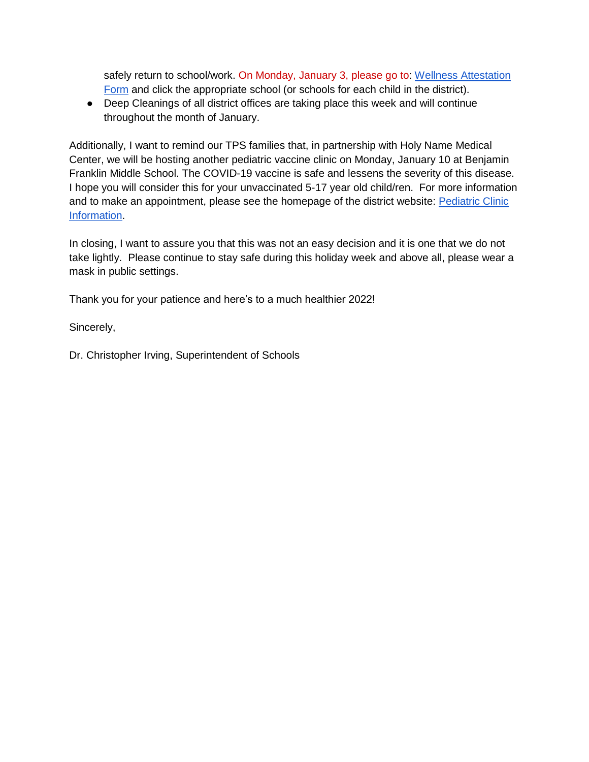safely return to school/work. On Monday, January 3, please go to: Wellness Attestation Form and click the appropriate school (or schools for each child in the district).

- Deep Cleanings of all district offices are taking place this week and will continue throughout the month of January.

Additionally, I want to remind our TPS families that, in partnership with Holy Name Medical Center, we will be hosting another pediatric vaccine clinic on Monday, January 10 at Benjamin Franklin Middle School. The COVID-19 vaccine is safe and lessens the severity of this disease. I hope you will consider this for your unvaccinated 5-17 year old child/ren. For more information and to make an appointment, please see the homepage of the district website: Pediatric Clinic Information.

In closing, I want to assure you that this was not an easy decision and it is one that we do not take lightly. Please continue to stay safe during this holiday week and above all, please wear a mask in public settings.

Thank you for your patience and here's to a much healthier 2022!

Sincerely,

Dr. Christopher Irving, Superintendent of Schools